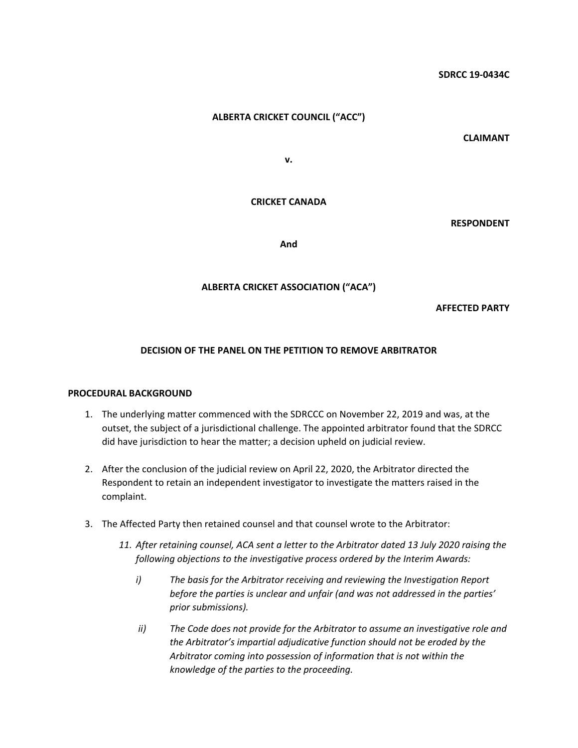SDRCC 19-0434C

**ALBERTA CRICKET COUNCIL ("ACC")**

**CLAIMANT**

**v.**

**CRICKET CANADA**

**RESPONDENT**

**And**

**ALBERTA CRICKET ASSOCIATION ("ACA")**

**AFFECTED PARTY**

**DECISION OF THE PANEL ON THE PETITION TO REMOVE ARBITRATOR**

## PROCEDURAL BACKGROUND

1. The underlying matter commenced with the SDRCCC on November 22, 2019 and was, at the outset, the subject of a jurisdictional challenge. The appointed arbitrator found that the SDRCC did have jurisdiction to hear the matter; a decision upheld on judicial review.

2. After the conclusion of the judicial review on April 22, 2020, the Arbitrator directed the Respondent to retain an independent investigator to investigate the matters raised in the complaint.

3. The Affected Party then retained counsel and that counsel wrote to the Arbitrator:

   *11. After retaining counsel, ACA sent a letter to the Arbitrator dated 13 July 2020 raising the following objections to the investigative process ordered by the Interim Awards:*

   *i) The basis for the Arbitrator receiving and reviewing the Investigation Report before the parties is unclear and unfair (and was not addressed in the parties' prior submissions).*

   *ii) The Code does not provide for the Arbitrator to assume an investigative role and the Arbitrator's impartial adjudicative function should not be eroded by the Arbitrator coming into possession of information that is not within the knowledge of the parties to the proceeding.*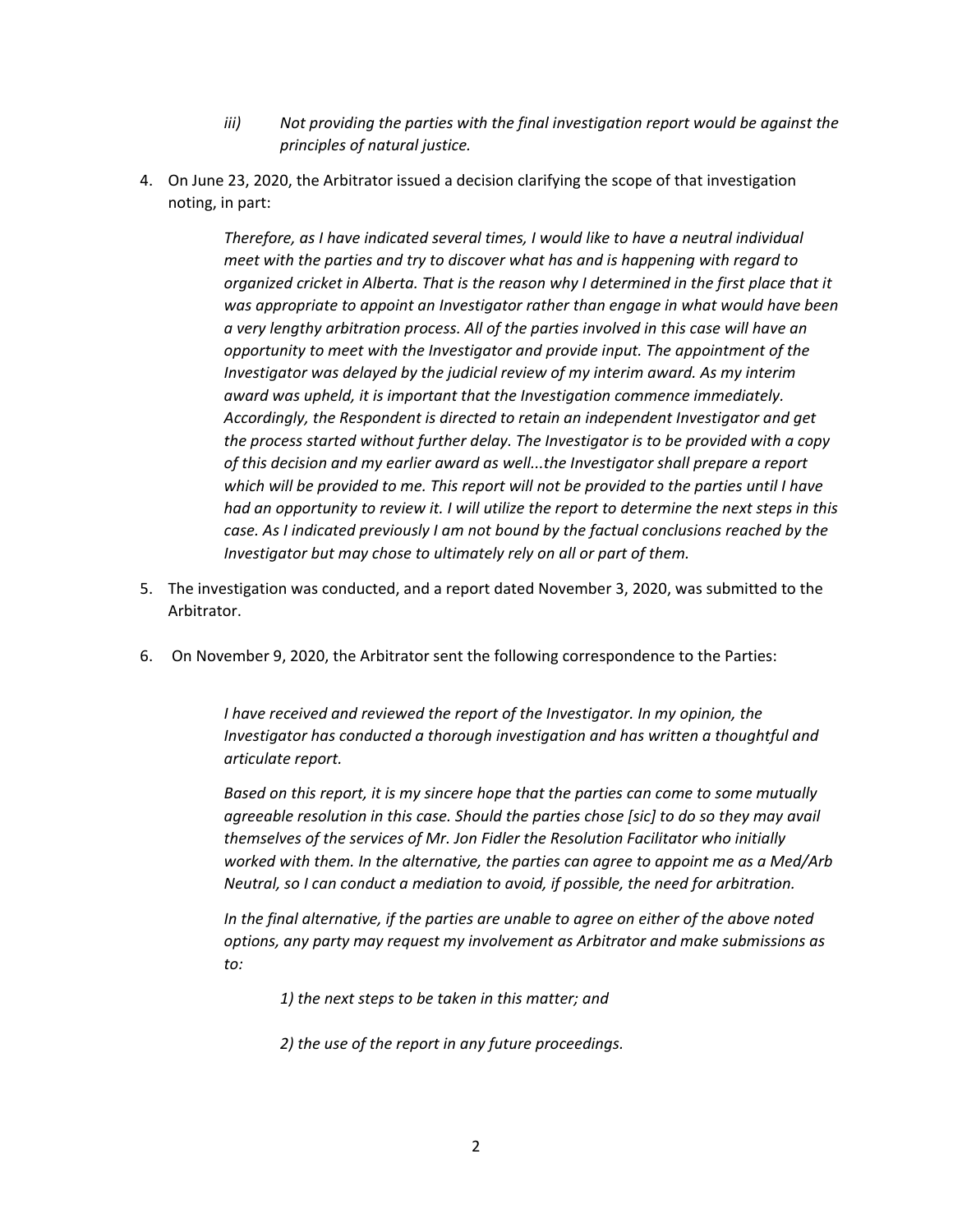iii) *Not providing the parties with the final investigation report would be against the principles of natural justice.*

4. On June 23, 2020, the Arbitrator issued a decision clarifying the scope of that investigation noting, in part:

> *Therefore, as I have indicated several times, I would like to have a neutral individual meet with the parties and try to discover what has and is happening with regard to organized cricket in Alberta. That is the reason why I determined in the first place that it was appropriate to appoint an Investigator rather than engage in what would have been a very lengthy arbitration process. All of the parties involved in this case will have an opportunity to meet with the Investigator and provide input. The appointment of the Investigator was delayed by the judicial review of my interim award. As my interim award was upheld, it is important that the Investigation commence immediately. Accordingly, the Respondent is directed to retain an independent Investigator and get the process started without further delay. The Investigator is to be provided with a copy of this decision and my earlier award as well...the Investigator shall prepare a report which will be provided to me. This report will not be provided to the parties until I have had an opportunity to review it. I will utilize the report to determine the next steps in this case. As I indicated previously I am not bound by the factual conclusions reached by the Investigator but may chose to ultimately rely on all or part of them.*

5. The investigation was conducted, and a report dated November 3, 2020, was submitted to the Arbitrator.

6. On November 9, 2020, the Arbitrator sent the following correspondence to the Parties:

> *I have received and reviewed the report of the Investigator. In my opinion, the Investigator has conducted a thorough investigation and has written a thoughtful and articulate report.*
>
> *Based on this report, it is my sincere hope that the parties can come to some mutually agreeable resolution in this case. Should the parties chose [sic] to do so they may avail themselves of the services of Mr. Jon Fidler the Resolution Facilitator who initially worked with them. In the alternative, the parties can agree to appoint me as a Med/Arb Neutral, so I can conduct a mediation to avoid, if possible, the need for arbitration.*
>
> *In the final alternative, if the parties are unable to agree on either of the above noted options, any party may request my involvement as Arbitrator and make submissions as to:*
>
> *1) the next steps to be taken in this matter; and*
>
> *2) the use of the report in any future proceedings.*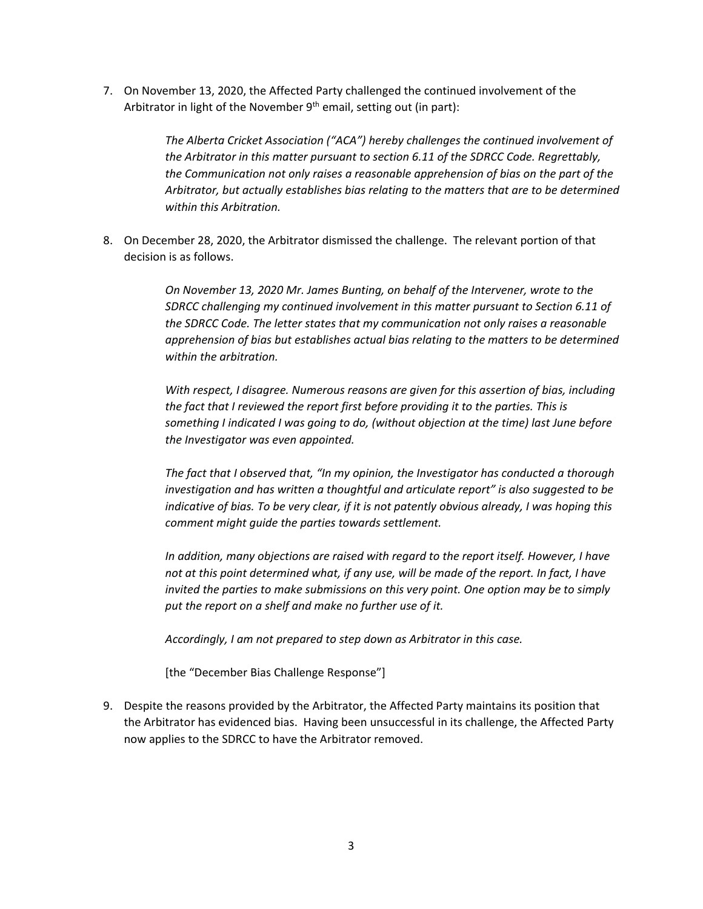7. On November 13, 2020, the Affected Party challenged the continued involvement of the Arbitrator in light of the November 9th email, setting out (in part):

> *The Alberta Cricket Association ("ACA") hereby challenges the continued involvement of the Arbitrator in this matter pursuant to section 6.11 of the SDRCC Code. Regrettably, the Communication not only raises a reasonable apprehension of bias on the part of the Arbitrator, but actually establishes bias relating to the matters that are to be determined within this Arbitration.*

8. On December 28, 2020, the Arbitrator dismissed the challenge. The relevant portion of that decision is as follows.

> *On November 13, 2020 Mr. James Bunting, on behalf of the Intervener, wrote to the SDRCC challenging my continued involvement in this matter pursuant to Section 6.11 of the SDRCC Code. The letter states that my communication not only raises a reasonable apprehension of bias but establishes actual bias relating to the matters to be determined within the arbitration.*
>
> *With respect, I disagree. Numerous reasons are given for this assertion of bias, including the fact that I reviewed the report first before providing it to the parties. This is something I indicated I was going to do, (without objection at the time) last June before the Investigator was even appointed.*
>
> *The fact that I observed that, "In my opinion, the Investigator has conducted a thorough investigation and has written a thoughtful and articulate report" is also suggested to be indicative of bias. To be very clear, if it is not patently obvious already, I was hoping this comment might guide the parties towards settlement.*
>
> *In addition, many objections are raised with regard to the report itself. However, I have not at this point determined what, if any use, will be made of the report. In fact, I have invited the parties to make submissions on this very point. One option may be to simply put the report on a shelf and make no further use of it.*
>
> *Accordingly, I am not prepared to step down as Arbitrator in this case.*
>
> [the "December Bias Challenge Response"]

9. Despite the reasons provided by the Arbitrator, the Affected Party maintains its position that the Arbitrator has evidenced bias. Having been unsuccessful in its challenge, the Affected Party now applies to the SDRCC to have the Arbitrator removed.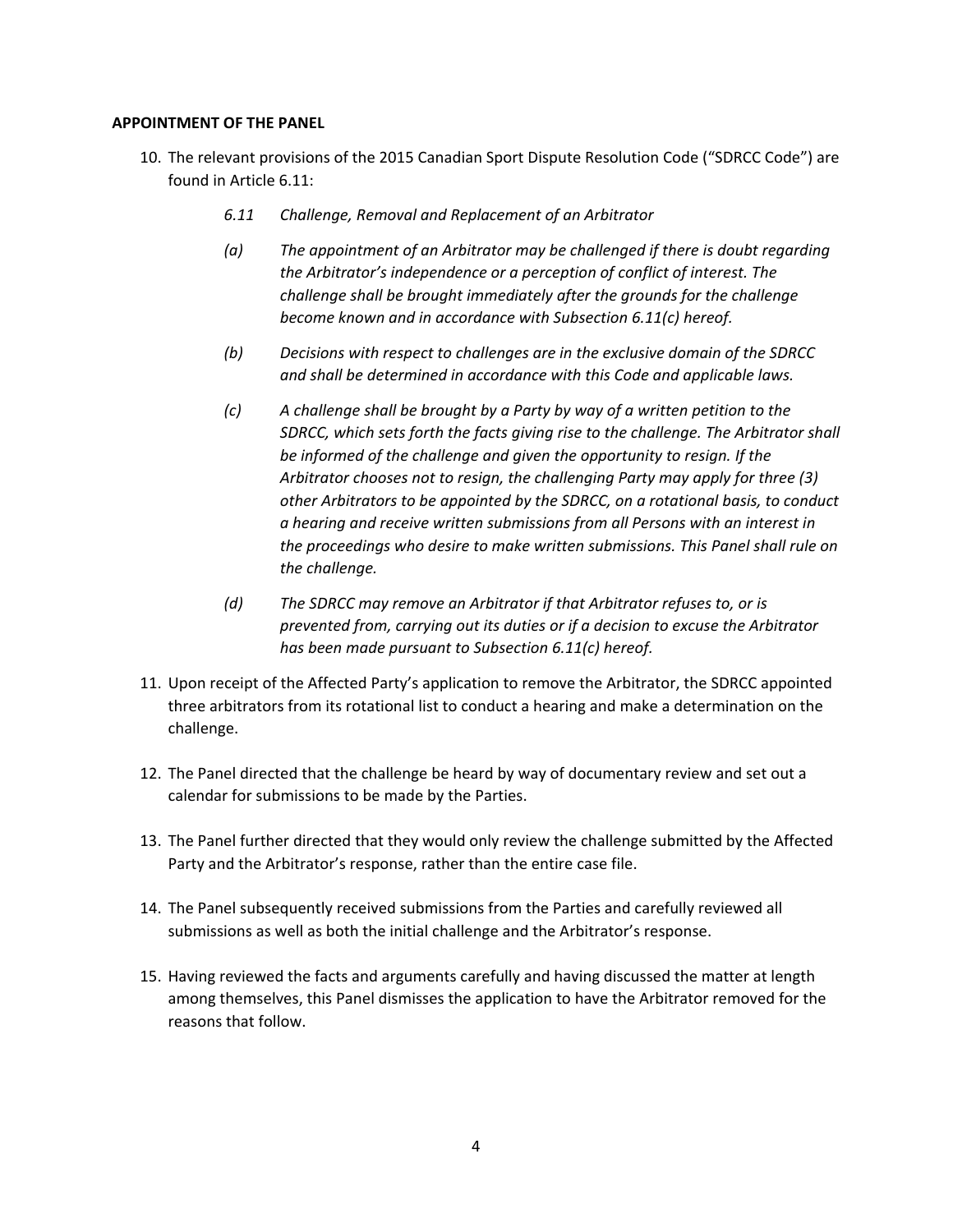**APPOINTMENT OF THE PANEL**

10. The relevant provisions of the 2015 Canadian Sport Dispute Resolution Code ("SDRCC Code") are found in Article 6.11:

    *6.11 Challenge, Removal and Replacement of an Arbitrator*

    *(a) The appointment of an Arbitrator may be challenged if there is doubt regarding the Arbitrator's independence or a perception of conflict of interest. The challenge shall be brought immediately after the grounds for the challenge become known and in accordance with Subsection 6.11(c) hereof.*

    *(b) Decisions with respect to challenges are in the exclusive domain of the SDRCC and shall be determined in accordance with this Code and applicable laws.*

    *(c) A challenge shall be brought by a Party by way of a written petition to the SDRCC, which sets forth the facts giving rise to the challenge. The Arbitrator shall be informed of the challenge and given the opportunity to resign. If the Arbitrator chooses not to resign, the challenging Party may apply for three (3) other Arbitrators to be appointed by the SDRCC, on a rotational basis, to conduct a hearing and receive written submissions from all Persons with an interest in the proceedings who desire to make written submissions. This Panel shall rule on the challenge.*

    *(d) The SDRCC may remove an Arbitrator if that Arbitrator refuses to, or is prevented from, carrying out its duties or if a decision to excuse the Arbitrator has been made pursuant to Subsection 6.11(c) hereof.*

11. Upon receipt of the Affected Party's application to remove the Arbitrator, the SDRCC appointed three arbitrators from its rotational list to conduct a hearing and make a determination on the challenge.

12. The Panel directed that the challenge be heard by way of documentary review and set out a calendar for submissions to be made by the Parties.

13. The Panel further directed that they would only review the challenge submitted by the Affected Party and the Arbitrator's response, rather than the entire case file.

14. The Panel subsequently received submissions from the Parties and carefully reviewed all submissions as well as both the initial challenge and the Arbitrator's response.

15. Having reviewed the facts and arguments carefully and having discussed the matter at length among themselves, this Panel dismisses the application to have the Arbitrator removed for the reasons that follow.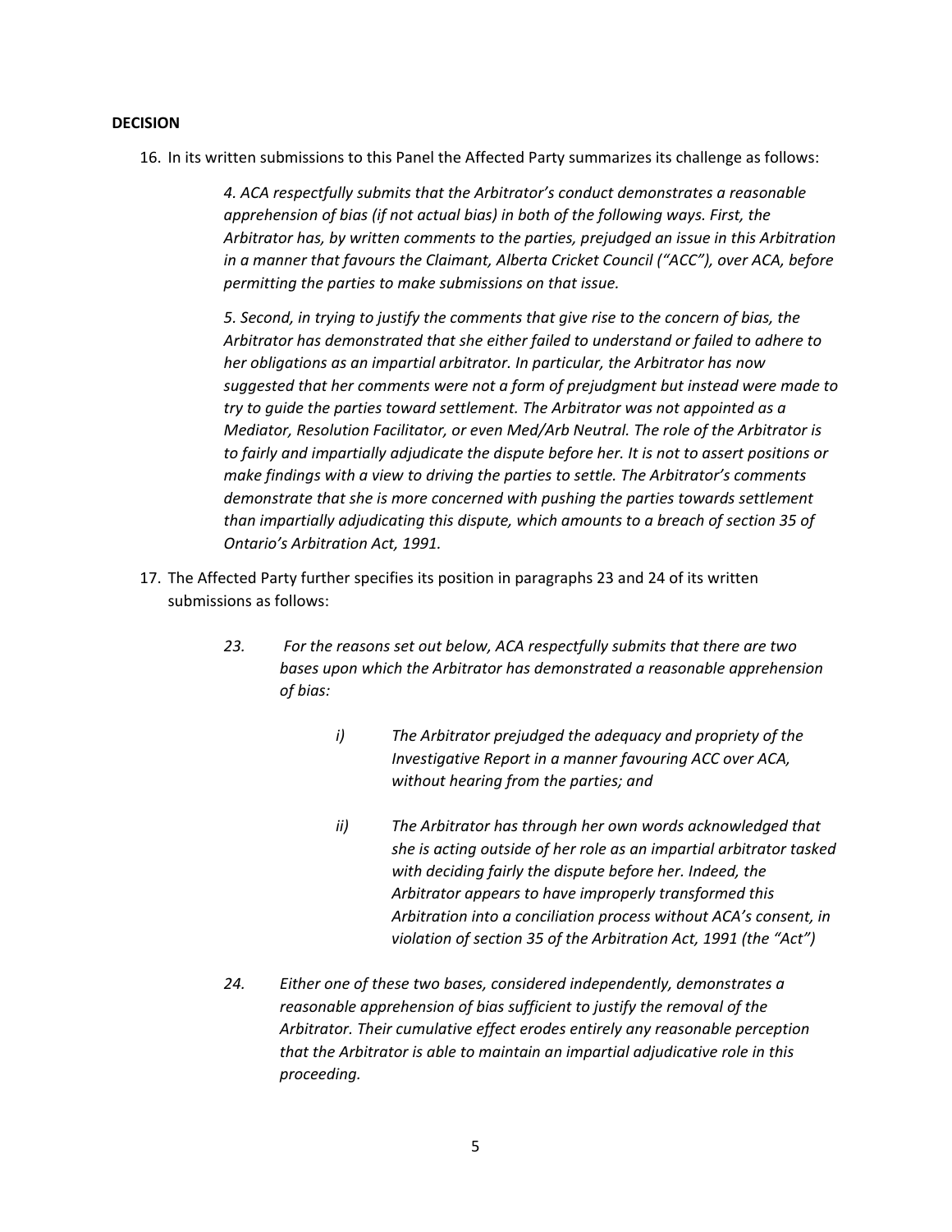**DECISION**

16. In its written submissions to this Panel the Affected Party summarizes its challenge as follows:

> *4. ACA respectfully submits that the Arbitrator's conduct demonstrates a reasonable apprehension of bias (if not actual bias) in both of the following ways. First, the Arbitrator has, by written comments to the parties, prejudged an issue in this Arbitration in a manner that favours the Claimant, Alberta Cricket Council ("ACC"), over ACA, before permitting the parties to make submissions on that issue.*
>
> *5. Second, in trying to justify the comments that give rise to the concern of bias, the Arbitrator has demonstrated that she either failed to understand or failed to adhere to her obligations as an impartial arbitrator. In particular, the Arbitrator has now suggested that her comments were not a form of prejudgment but instead were made to try to guide the parties toward settlement. The Arbitrator was not appointed as a Mediator, Resolution Facilitator, or even Med/Arb Neutral. The role of the Arbitrator is to fairly and impartially adjudicate the dispute before her. It is not to assert positions or make findings with a view to driving the parties to settle. The Arbitrator's comments demonstrate that she is more concerned with pushing the parties towards settlement than impartially adjudicating this dispute, which amounts to a breach of section 35 of Ontario's Arbitration Act, 1991.*

17. The Affected Party further specifies its position in paragraphs 23 and 24 of its written submissions as follows:

> *23. For the reasons set out below, ACA respectfully submits that there are two bases upon which the Arbitrator has demonstrated a reasonable apprehension of bias:*
>
> > *i) The Arbitrator prejudged the adequacy and propriety of the Investigative Report in a manner favouring ACC over ACA, without hearing from the parties; and*
> >
> > *ii) The Arbitrator has through her own words acknowledged that she is acting outside of her role as an impartial arbitrator tasked with deciding fairly the dispute before her. Indeed, the Arbitrator appears to have improperly transformed this Arbitration into a conciliation process without ACA's consent, in violation of section 35 of the Arbitration Act, 1991 (the "Act")*
>
> *24. Either one of these two bases, considered independently, demonstrates a reasonable apprehension of bias sufficient to justify the removal of the Arbitrator. Their cumulative effect erodes entirely any reasonable perception that the Arbitrator is able to maintain an impartial adjudicative role in this proceeding.*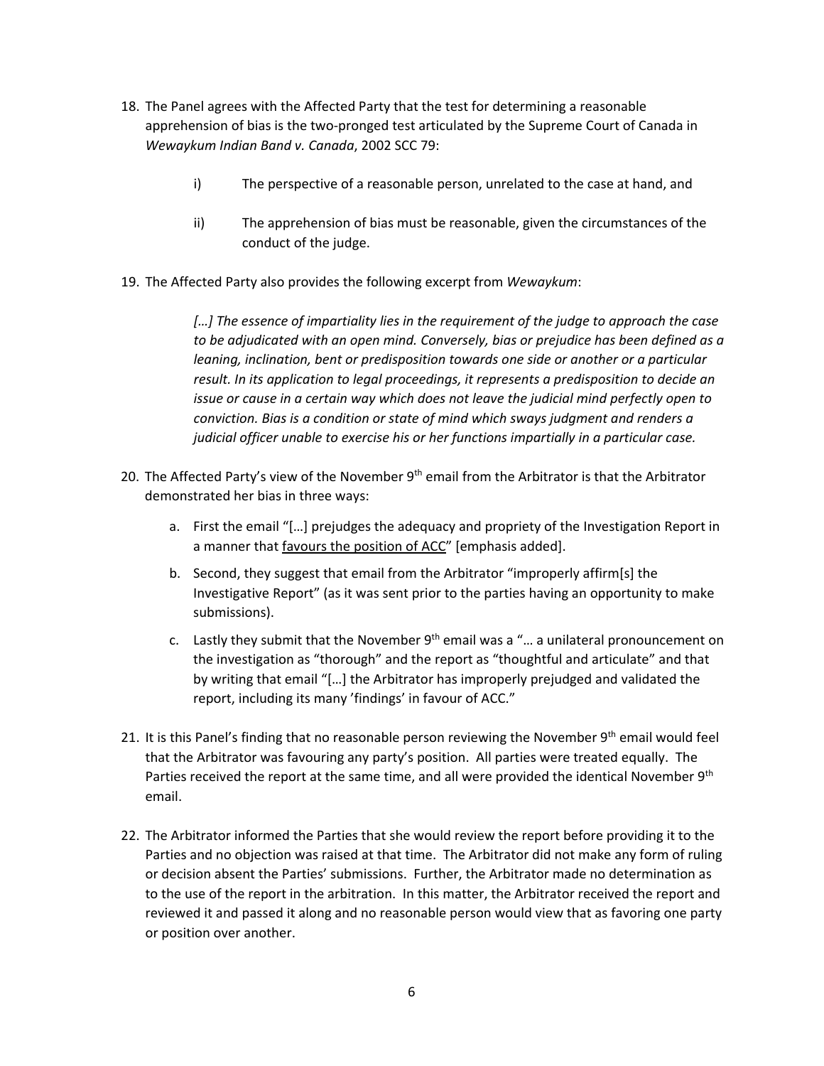18. The Panel agrees with the Affected Party that the test for determining a reasonable apprehension of bias is the two-pronged test articulated by the Supreme Court of Canada in *Wewaykum Indian Band v. Canada*, 2002 SCC 79:

    i) The perspective of a reasonable person, unrelated to the case at hand, and

    ii) The apprehension of bias must be reasonable, given the circumstances of the conduct of the judge.

19. The Affected Party also provides the following excerpt from *Wewaykum*:

    > *[…] The essence of impartiality lies in the requirement of the judge to approach the case to be adjudicated with an open mind. Conversely, bias or prejudice has been defined as a leaning, inclination, bent or predisposition towards one side or another or a particular result. In its application to legal proceedings, it represents a predisposition to decide an issue or cause in a certain way which does not leave the judicial mind perfectly open to conviction. Bias is a condition or state of mind which sways judgment and renders a judicial officer unable to exercise his or her functions impartially in a particular case.*

20. The Affected Party's view of the November 9th email from the Arbitrator is that the Arbitrator demonstrated her bias in three ways:

    a. First the email "[…] prejudges the adequacy and propriety of the Investigation Report in a manner that <u>favours the position of ACC</u>" [emphasis added].

    b. Second, they suggest that email from the Arbitrator "improperly affirm[s] the Investigative Report" (as it was sent prior to the parties having an opportunity to make submissions).

    c. Lastly they submit that the November 9th email was a "… a unilateral pronouncement on the investigation as "thorough" and the report as "thoughtful and articulate" and that by writing that email "[…] the Arbitrator has improperly prejudged and validated the report, including its many 'findings' in favour of ACC."

21. It is this Panel's finding that no reasonable person reviewing the November 9th email would feel that the Arbitrator was favouring any party's position. All parties were treated equally. The Parties received the report at the same time, and all were provided the identical November 9th email.

22. The Arbitrator informed the Parties that she would review the report before providing it to the Parties and no objection was raised at that time. The Arbitrator did not make any form of ruling or decision absent the Parties' submissions. Further, the Arbitrator made no determination as to the use of the report in the arbitration. In this matter, the Arbitrator received the report and reviewed it and passed it along and no reasonable person would view that as favoring one party or position over another.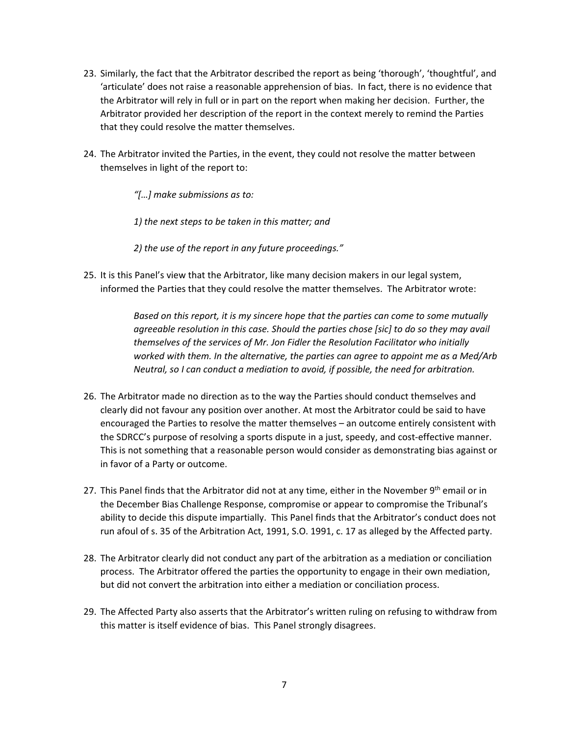23. Similarly, the fact that the Arbitrator described the report as being 'thorough', 'thoughtful', and 'articulate' does not raise a reasonable apprehension of bias. In fact, there is no evidence that the Arbitrator will rely in full or in part on the report when making her decision. Further, the Arbitrator provided her description of the report in the context merely to remind the Parties that they could resolve the matter themselves.

24. The Arbitrator invited the Parties, in the event, they could not resolve the matter between themselves in light of the report to:

    > *"[…] make submissions as to:*
    >
    > *1) the next steps to be taken in this matter; and*
    >
    > *2) the use of the report in any future proceedings."*

25. It is this Panel's view that the Arbitrator, like many decision makers in our legal system, informed the Parties that they could resolve the matter themselves. The Arbitrator wrote:

    > *Based on this report, it is my sincere hope that the parties can come to some mutually agreeable resolution in this case. Should the parties chose [sic] to do so they may avail themselves of the services of Mr. Jon Fidler the Resolution Facilitator who initially worked with them. In the alternative, the parties can agree to appoint me as a Med/Arb Neutral, so I can conduct a mediation to avoid, if possible, the need for arbitration.*

26. The Arbitrator made no direction as to the way the Parties should conduct themselves and clearly did not favour any position over another. At most the Arbitrator could be said to have encouraged the Parties to resolve the matter themselves – an outcome entirely consistent with the SDRCC's purpose of resolving a sports dispute in a just, speedy, and cost-effective manner. This is not something that a reasonable person would consider as demonstrating bias against or in favor of a Party or outcome.

27. This Panel finds that the Arbitrator did not at any time, either in the November 9th email or in the December Bias Challenge Response, compromise or appear to compromise the Tribunal's ability to decide this dispute impartially. This Panel finds that the Arbitrator's conduct does not run afoul of s. 35 of the Arbitration Act, 1991, S.O. 1991, c. 17 as alleged by the Affected party.

28. The Arbitrator clearly did not conduct any part of the arbitration as a mediation or conciliation process. The Arbitrator offered the parties the opportunity to engage in their own mediation, but did not convert the arbitration into either a mediation or conciliation process.

29. The Affected Party also asserts that the Arbitrator's written ruling on refusing to withdraw from this matter is itself evidence of bias. This Panel strongly disagrees.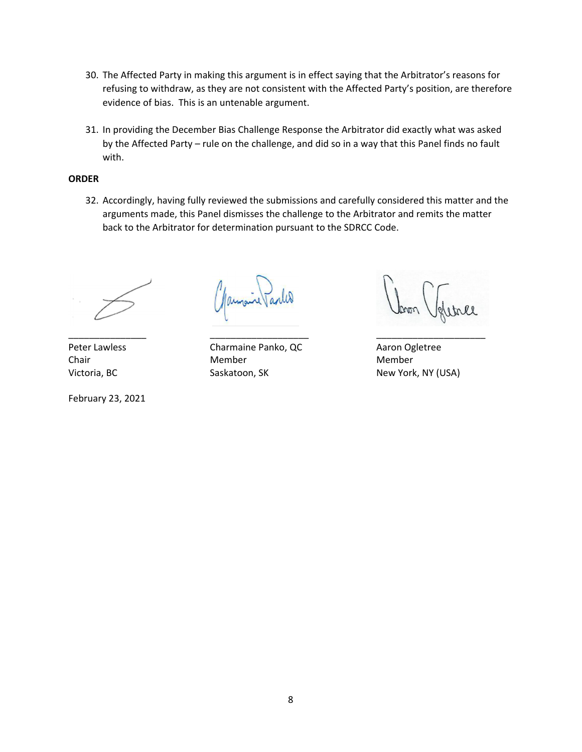30. The Affected Party in making this argument is in effect saying that the Arbitrator's reasons for refusing to withdraw, as they are not consistent with the Affected Party's position, are therefore evidence of bias. This is an untenable argument.

31. In providing the December Bias Challenge Response the Arbitrator did exactly what was asked by the Affected Party – rule on the challenge, and did so in a way that this Panel finds no fault with.

**ORDER**

32. Accordingly, having fully reviewed the submissions and carefully considered this matter and the arguments made, this Panel dismisses the challenge to the Arbitrator and remits the matter back to the Arbitrator for determination pursuant to the SDRCC Code.

_______________
Peter Lawless
Chair
Victoria, BC

___________________
Charmaine Panko, QC
Member
Saskatoon, SK

_____________________
Aaron Ogletree
Member
New York, NY (USA)

February 23, 2021